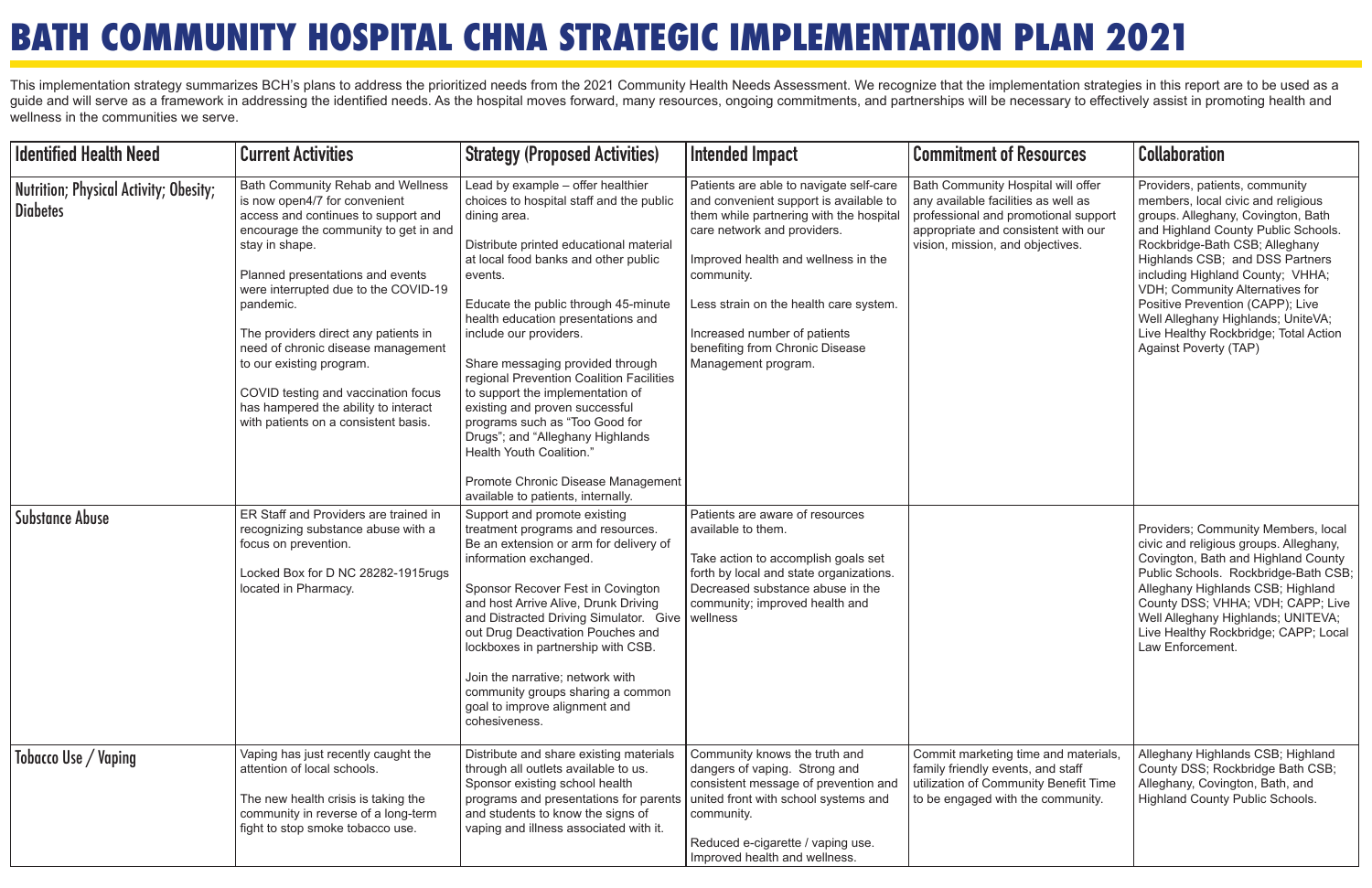# BATH COMMUNITY HOSPITAL CHNA STRATEGIC IMPLEMENTATION PLAN 2021

This implementation strategy summarizes BCH's plans to address the prioritized needs from the 2021 Community Health Needs Assessment. We recognize that the implementation strategies in this report are to be used as a guide and will serve as a framework in addressing the identified needs. As the hospital moves forward, many resources, ongoing commitments, and partnerships will be necessary to effectively assist in promoting health and wellness in the communities we serve.

| Identified Health Need | Current Activities | Strategy (Proposed Activities) | Intended Impact | Commitment of Resources | Collaboration |
|---|---|---|---|---|---|
| Nutrition; Physical Activity; Obesity; Diabetes | Bath Community Rehab and Wellness is now open4/7 for convenient access and continues to support and encourage the community to get in and stay in shape.<br><br>Planned presentations and events were interrupted due to the COVID-19 pandemic.<br><br>The providers direct any patients in need of chronic disease management to our existing program.<br><br>COVID testing and vaccination focus has hampered the ability to interact with patients on a consistent basis. | Lead by example – offer healthier choices to hospital staff and the public dining area.<br><br>Distribute printed educational material at local food banks and other public events.<br><br>Educate the public through 45-minute health education presentations and include our providers.<br><br>Share messaging provided through regional Prevention Coalition Facilities to support the implementation of existing and proven successful programs such as "Too Good for Drugs"; and "Alleghany Highlands Health Youth Coalition."<br><br>Promote Chronic Disease Management available to patients, internally. | Patients are able to navigate self-care and convenient support is available to them while partnering with the hospital care network and providers.<br><br>Improved health and wellness in the community.<br><br>Less strain on the health care system.<br><br>Increased number of patients benefiting from Chronic Disease Management program. | Bath Community Hospital will offer any available facilities as well as professional and promotional support appropriate and consistent with our vision, mission, and objectives. | Providers, patients, community members, local civic and religious groups. Alleghany, Covington, Bath and Highland County Public Schools. Rockbridge-Bath CSB; Alleghany Highlands CSB; and DSS Partners including Highland County; VHHA; VDH; Community Alternatives for Positive Prevention (CAPP); Live Well Alleghany Highlands; UniteVA; Live Healthy Rockbridge; Total Action Against Poverty (TAP) |
| Substance Abuse | ER Staff and Providers are trained in recognizing substance abuse with a focus on prevention.<br><br>Locked Box for D NC 28282-1915rugs located in Pharmacy. | Support and promote existing treatment programs and resources. Be an extension or arm for delivery of information exchanged.<br><br>Sponsor Recover Fest in Covington and host Arrive Alive, Drunk Driving and Distracted Driving Simulator. Give out Drug Deactivation Pouches and lockboxes in partnership with CSB.<br><br>Join the narrative; network with community groups sharing a common goal to improve alignment and cohesiveness. | Patients are aware of resources available to them.<br><br>Take action to accomplish goals set forth by local and state organizations. Decreased substance abuse in the community; improved health and wellness | | Providers; Community Members, local civic and religious groups. Alleghany, Covington, Bath and Highland County Public Schools. Rockbridge-Bath CSB; Alleghany Highlands CSB; Highland County DSS; VHHA; VDH; CAPP; Live Well Alleghany Highlands; UNITEVA; Live Healthy Rockbridge; CAPP; Local Law Enforcement. |
| Tobacco Use / Vaping | Vaping has just recently caught the attention of local schools.<br><br>The new health crisis is taking the community in reverse of a long-term fight to stop smoke tobacco use. | Distribute and share existing materials through all outlets available to us. Sponsor existing school health programs and presentations for parents and students to know the signs of vaping and illness associated with it. | Community knows the truth and dangers of vaping. Strong and consistent message of prevention and united front with school systems and community.<br><br>Reduced e-cigarette / vaping use. Improved health and wellness. | Commit marketing time and materials, family friendly events, and staff utilization of Community Benefit Time to be engaged with the community. | Alleghany Highlands CSB; Highland County DSS; Rockbridge Bath CSB; Alleghany, Covington, Bath, and Highland County Public Schools. |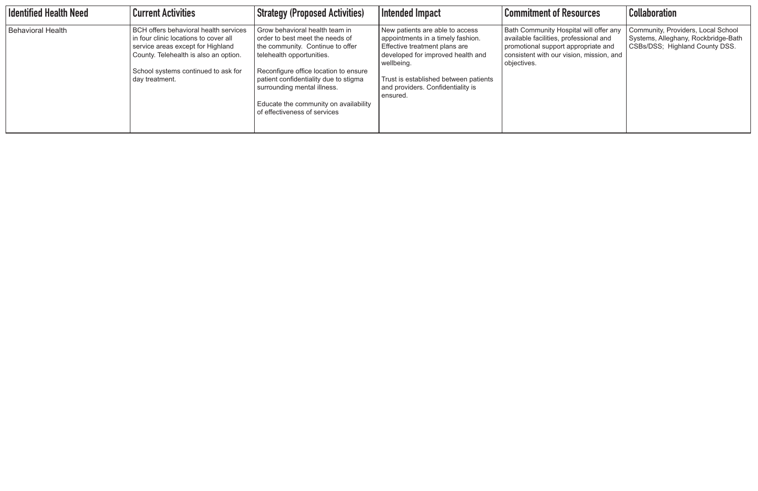| Identified Health Need | Current Activities | Strategy (Proposed Activities) | Intended Impact | Commitment of Resources | Collaboration |
|---|---|---|---|---|---|
| Behavioral Health | BCH offers behavioral health services in four clinic locations to cover all service areas except for Highland County. Telehealth is also an option.<br><br>School systems continued to ask for day treatment. | Grow behavioral health team in order to best meet the needs of the community. Continue to offer telehealth opportunities.<br><br>Reconfigure office location to ensure patient confidentiality due to stigma surrounding mental illness.<br><br>Educate the community on availability of effectiveness of services | New patients are able to access appointments in a timely fashion. Effective treatment plans are developed for improved health and wellbeing.<br><br>Trust is established between patients and providers. Confidentiality is ensured. | Bath Community Hospital will offer any available facilities, professional and promotional support appropriate and consistent with our vision, mission, and objectives. | Community, Providers, Local School Systems, Alleghany, Rockbridge-Bath CSBs/DSS; Highland County DSS. |